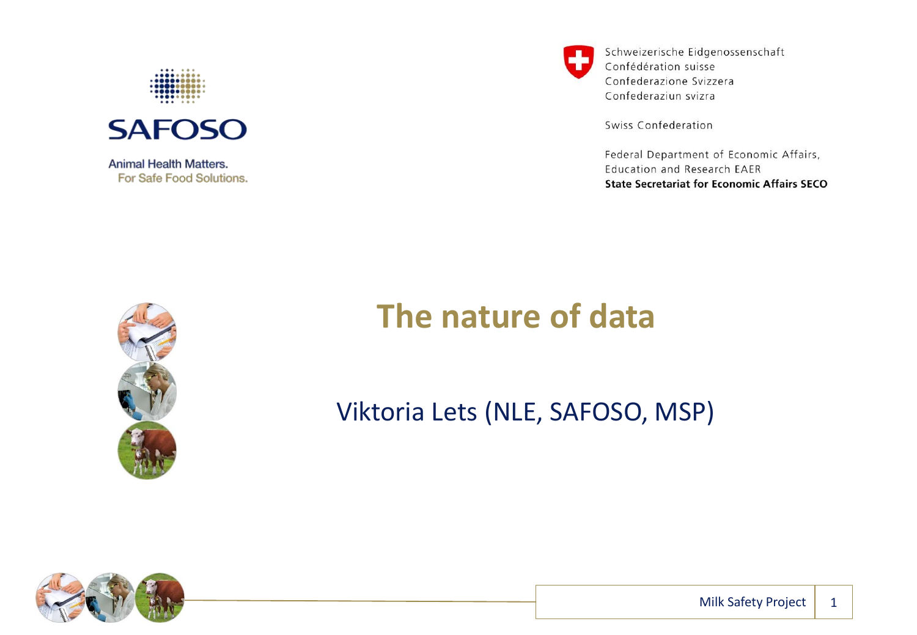SAFOSO

Animal Health Matters.
For Safe Food Solutions.

Schweizerische Eidgenossenschaft
Confédération suisse
Confederazione Svizzera
Confederaziun svizra

Swiss Confederation

Federal Department of Economic Affairs,
Education and Research EAER
**State Secretariat for Economic Affairs SECO**

# The nature of data

Viktoria Lets (NLE, SAFOSO, MSP)

Milk Safety Project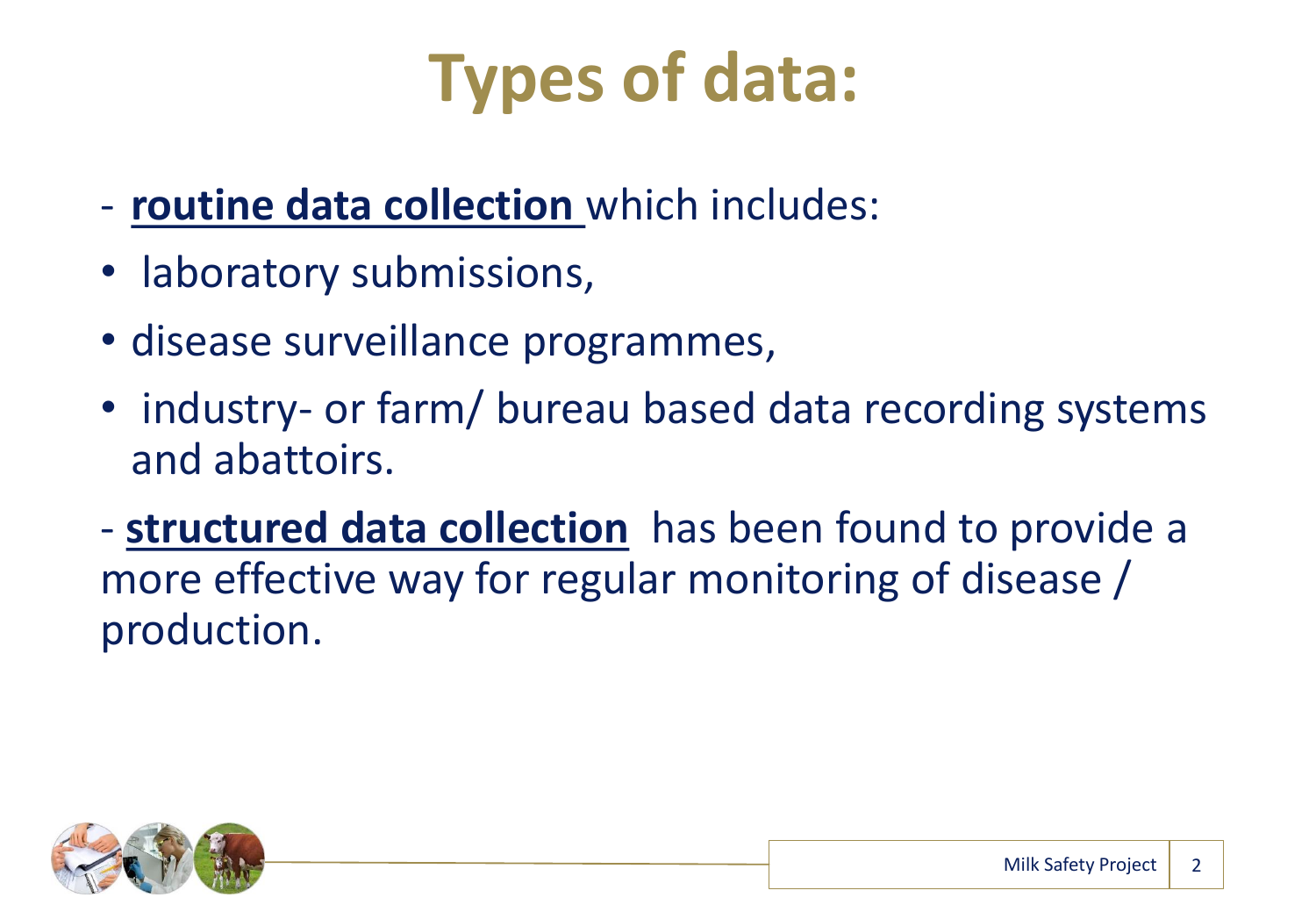# Types of data:

- **routine data collection** which includes:
- laboratory submissions,
- disease surveillance programmes,
- industry- or farm/ bureau based data recording systems and abattoirs.

- **structured data collection** has been found to provide a more effective way for regular monitoring of disease / production.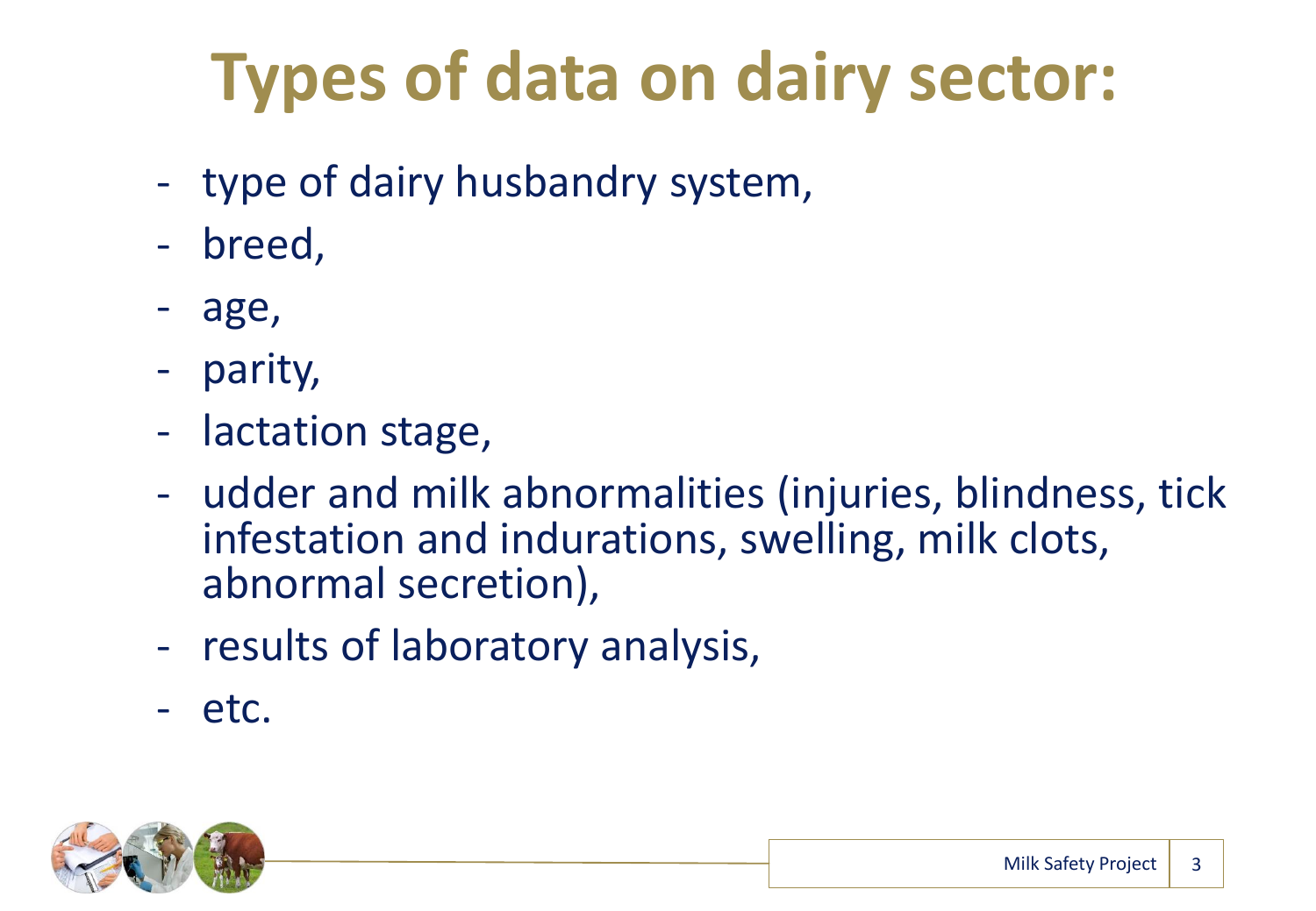# Types of data on dairy sector:

- type of dairy husbandry system,
- breed,
- age,
- parity,
- lactation stage,
- udder and milk abnormalities (injuries, blindness, tick infestation and indurations, swelling, milk clots, abnormal secretion),
- results of laboratory analysis,
- etc.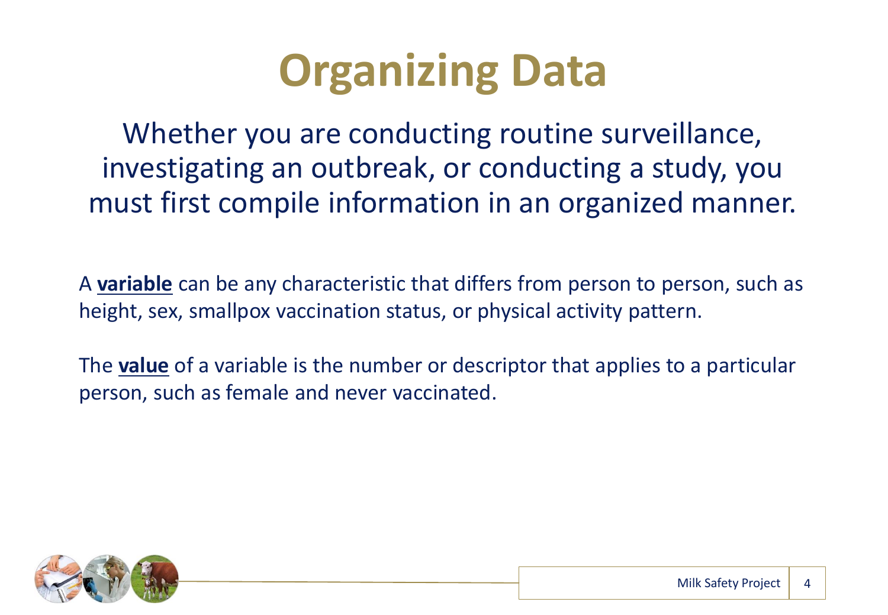# Organizing Data

Whether you are conducting routine surveillance, investigating an outbreak, or conducting a study, you must first compile information in an organized manner.

A **variable** can be any characteristic that differs from person to person, such as height, sex, smallpox vaccination status, or physical activity pattern.

The **value** of a variable is the number or descriptor that applies to a particular person, such as female and never vaccinated.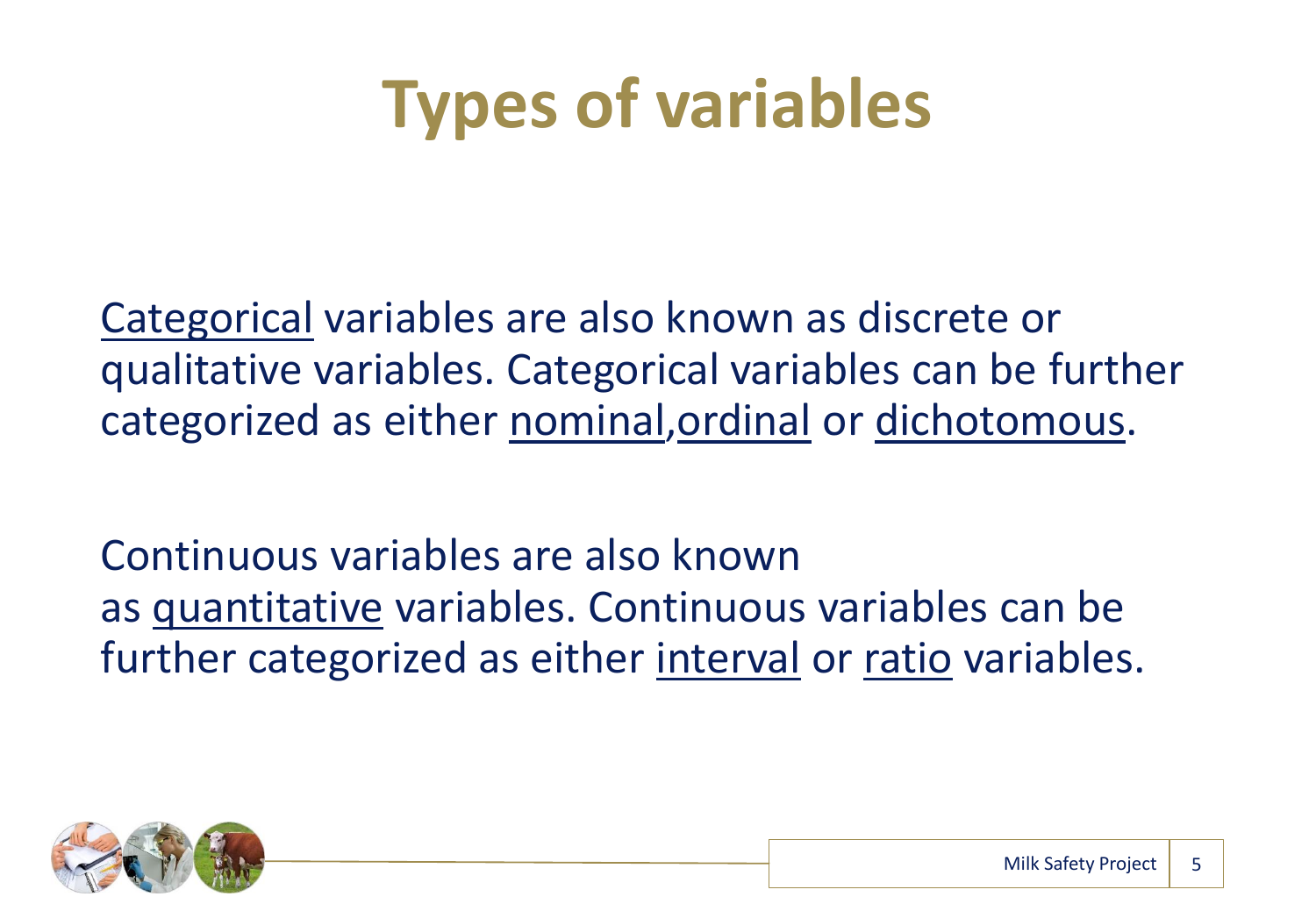# Types of variables

Categorical variables are also known as discrete or qualitative variables. Categorical variables can be further categorized as either nominal,ordinal or dichotomous.

Continuous variables are also known as quantitative variables. Continuous variables can be further categorized as either interval or ratio variables.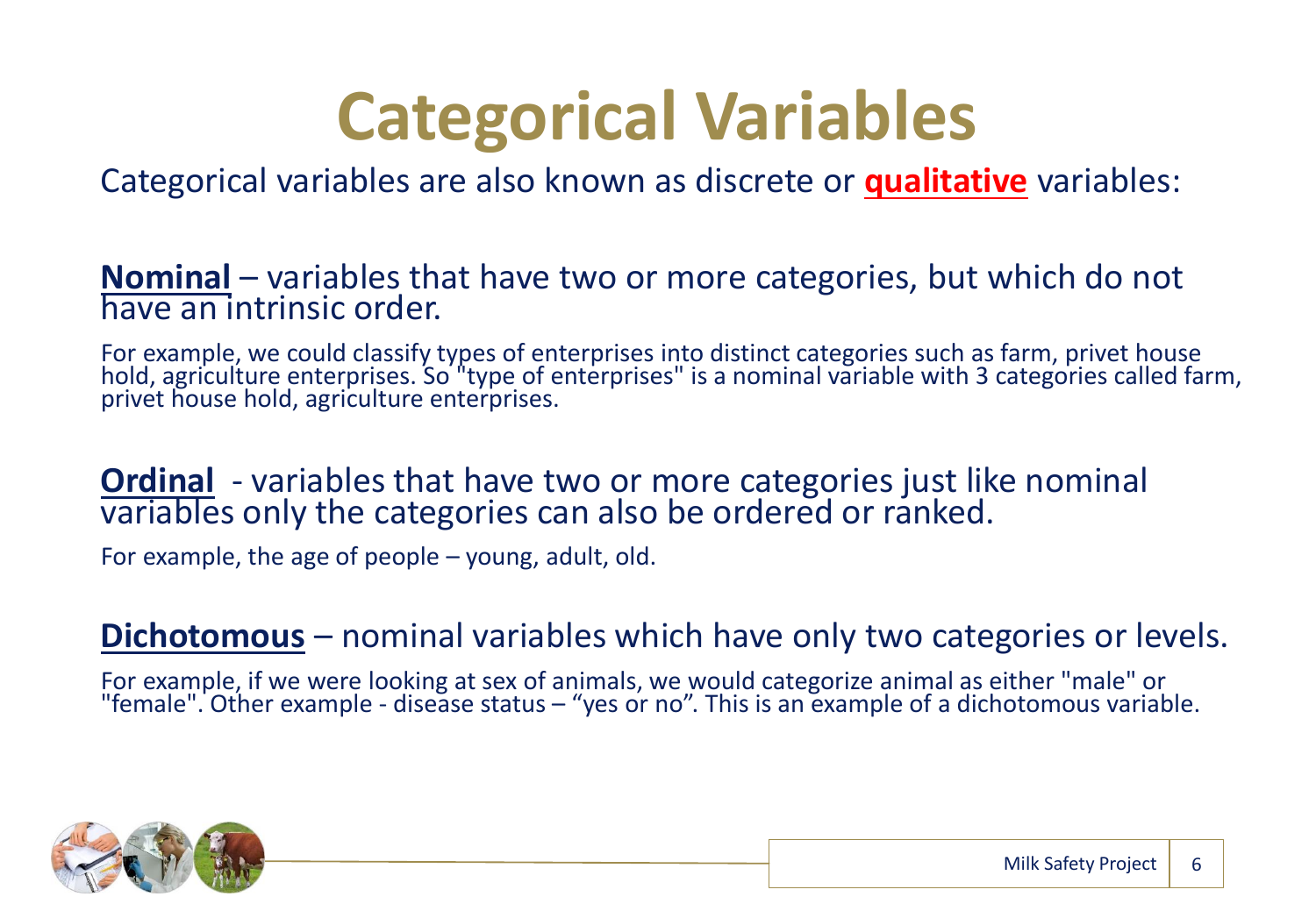# Categorical Variables

Categorical variables are also known as discrete or **qualitative** variables:

**Nominal** – variables that have two or more categories, but which do not have an intrinsic order.

For example, we could classify types of enterprises into distinct categories such as farm, privet house hold, agriculture enterprises. So "type of enterprises" is a nominal variable with 3 categories called farm, privet house hold, agriculture enterprises.

**Ordinal** - variables that have two or more categories just like nominal variables only the categories can also be ordered or ranked.

For example, the age of people – young, adult, old.

**Dichotomous** – nominal variables which have only two categories or levels.

For example, if we were looking at sex of animals, we would categorize animal as either "male" or "female". Other example - disease status – "yes or no". This is an example of a dichotomous variable.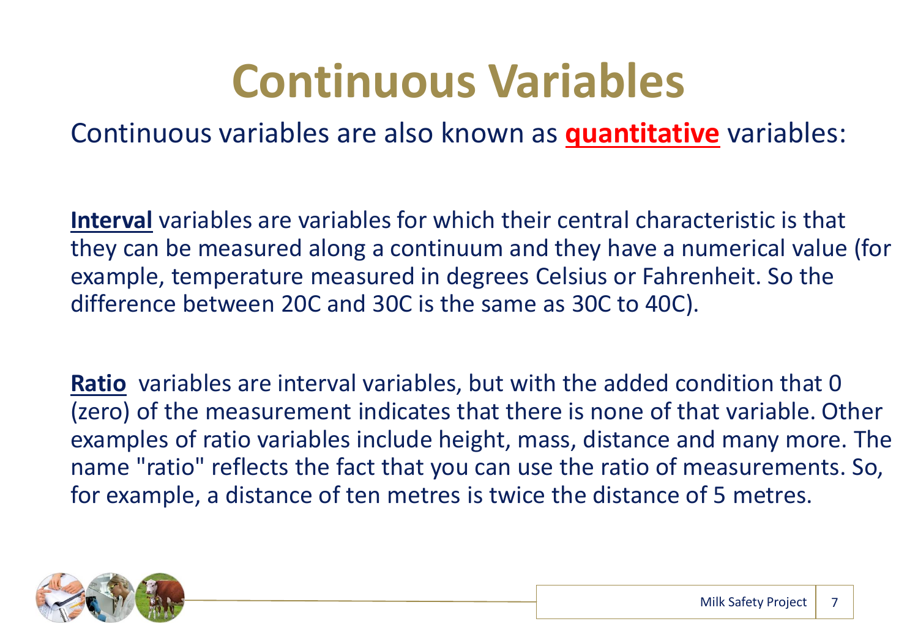# Continuous Variables

Continuous variables are also known as **quantitative** variables:

**Interval** variables are variables for which their central characteristic is that they can be measured along a continuum and they have a numerical value (for example, temperature measured in degrees Celsius or Fahrenheit. So the difference between 20C and 30C is the same as 30C to 40C).

**Ratio** variables are interval variables, but with the added condition that 0 (zero) of the measurement indicates that there is none of that variable. Other examples of ratio variables include height, mass, distance and many more. The name "ratio" reflects the fact that you can use the ratio of measurements. So, for example, a distance of ten metres is twice the distance of 5 metres.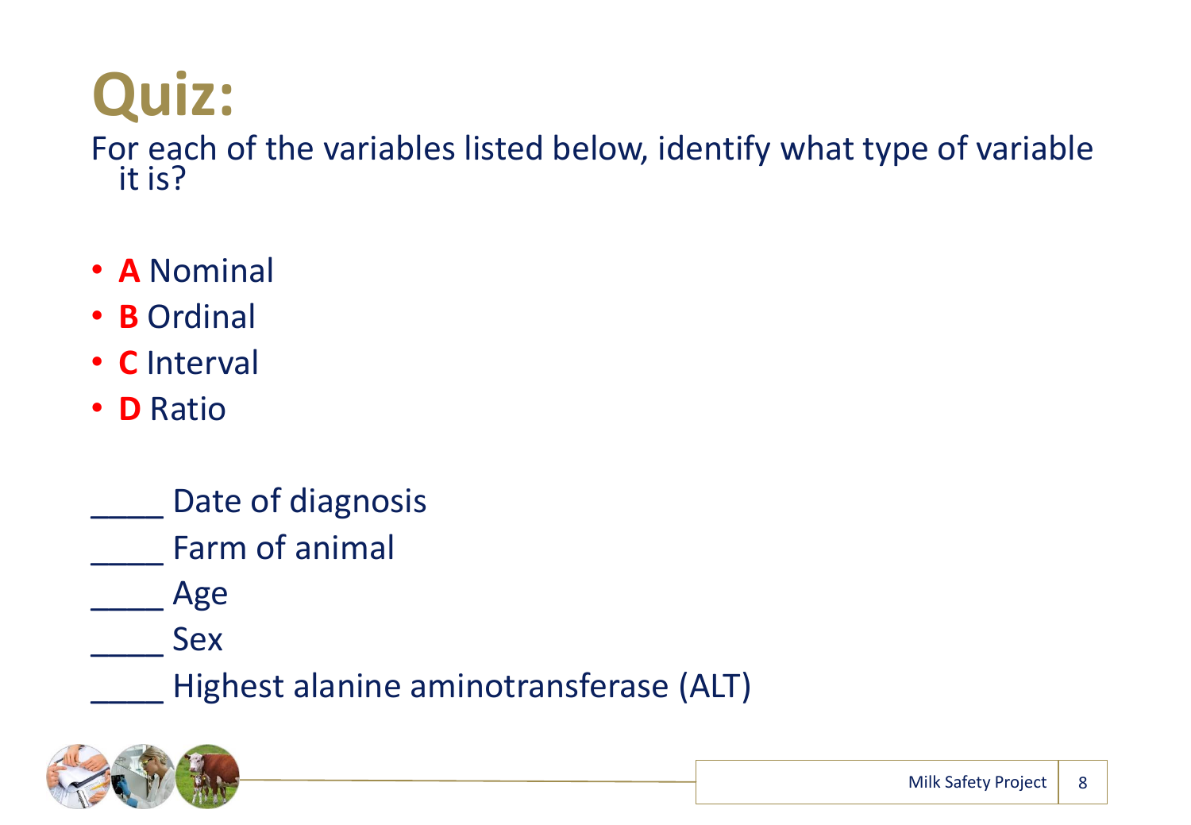# Quiz:

For each of the variables listed below, identify what type of variable it is?

- **A** Nominal
- **B** Ordinal
- **C** Interval
- **D** Ratio

____ Date of diagnosis

____ Farm of animal

____ Age

____ Sex

____ Highest alanine aminotransferase (ALT)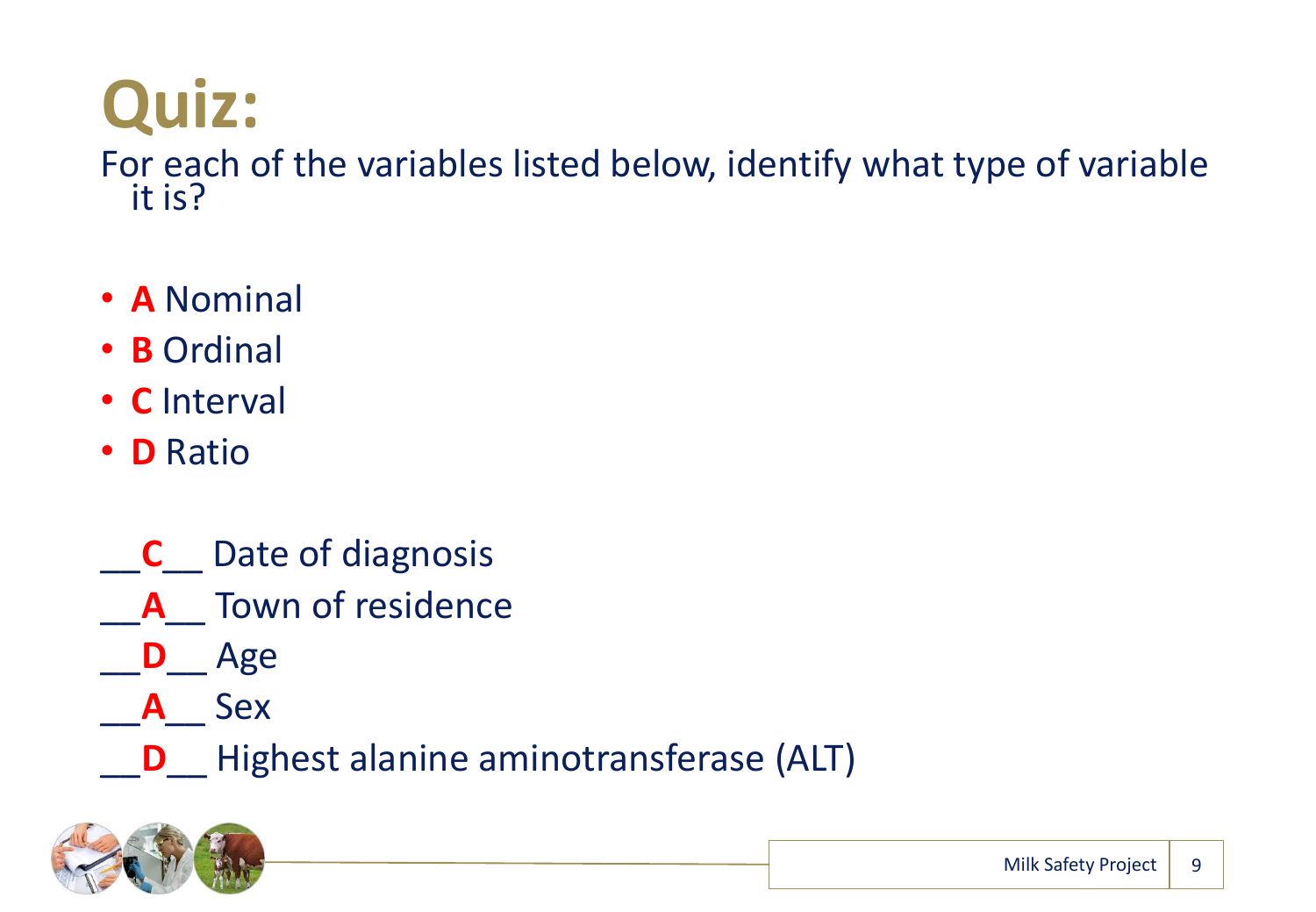# Quiz:

For each of the variables listed below, identify what type of variable it is?

- **A** Nominal
- **B** Ordinal
- **C** Interval
- **D** Ratio

__**C**__ Date of diagnosis

__**A**__ Town of residence

__**D**__ Age

__**A**__ Sex

__**D**__ Highest alanine aminotransferase (ALT)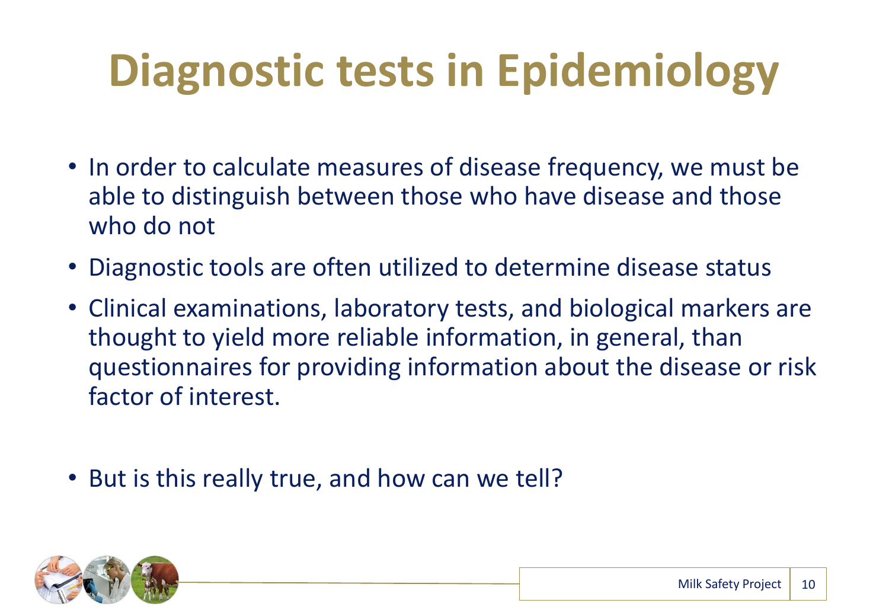# Diagnostic tests in Epidemiology

- In order to calculate measures of disease frequency, we must be able to distinguish between those who have disease and those who do not
- Diagnostic tools are often utilized to determine disease status
- Clinical examinations, laboratory tests, and biological markers are thought to yield more reliable information, in general, than questionnaires for providing information about the disease or risk factor of interest.
- But is this really true, and how can we tell?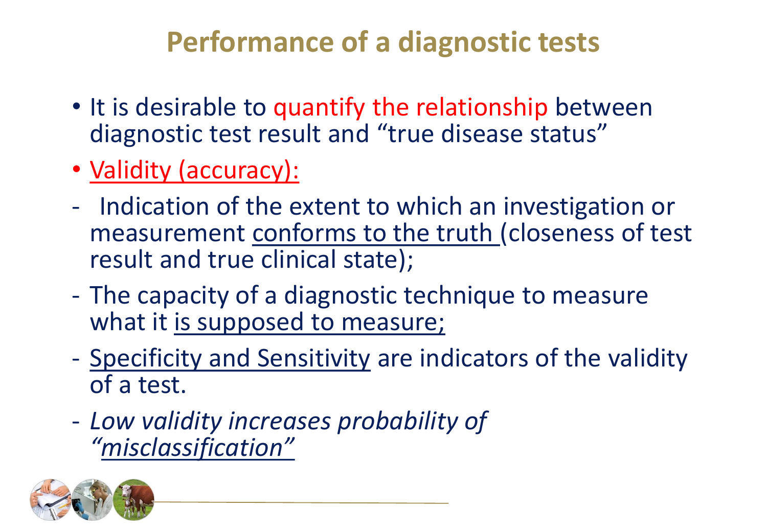# Performance of a diagnostic tests

- It is desirable to quantify the relationship between diagnostic test result and “true disease status”
- Validity (accuracy):

- Indication of the extent to which an investigation or measurement conforms to the truth (closeness of test result and true clinical state);
- The capacity of a diagnostic technique to measure what it is supposed to measure;
- Specificity and Sensitivity are indicators of the validity of a test.
- *Low validity increases probability of “misclassification”*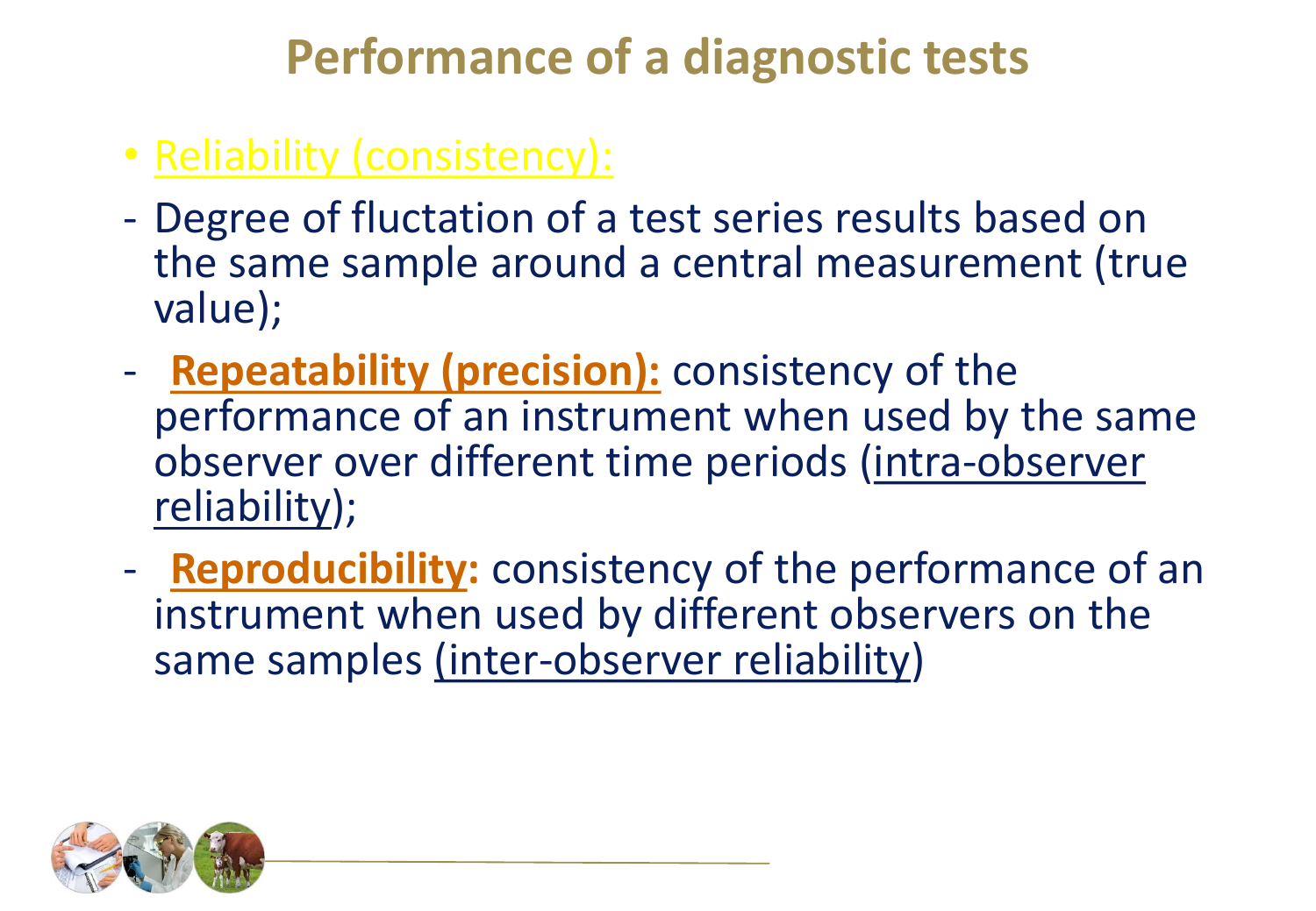# Performance of a diagnostic tests

- Reliability (consistency):

- Degree of fluctation of a test series results based on the same sample around a central measurement (true value);
- **Repeatability (precision):** consistency of the performance of an instrument when used by the same observer over different time periods (intra-observer reliability);
- **Reproducibility:** consistency of the performance of an instrument when used by different observers on the same samples (inter-observer reliability)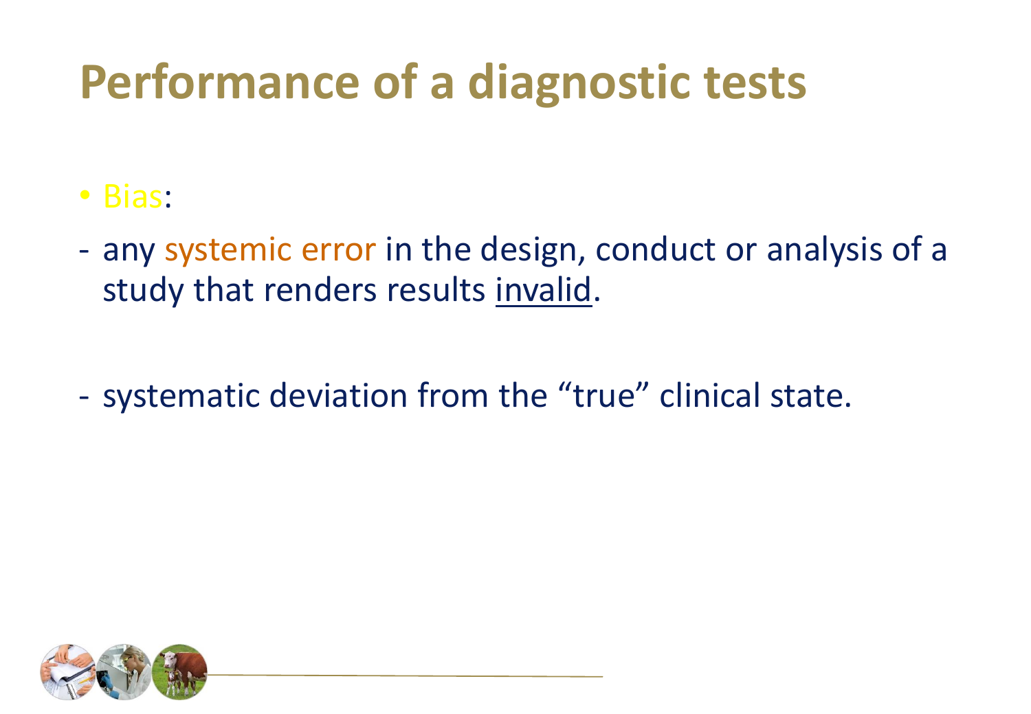# Performance of a diagnostic tests

- Bias:

- any systemic error in the design, conduct or analysis of a study that renders results <u>invalid</u>.

- systematic deviation from the "true" clinical state.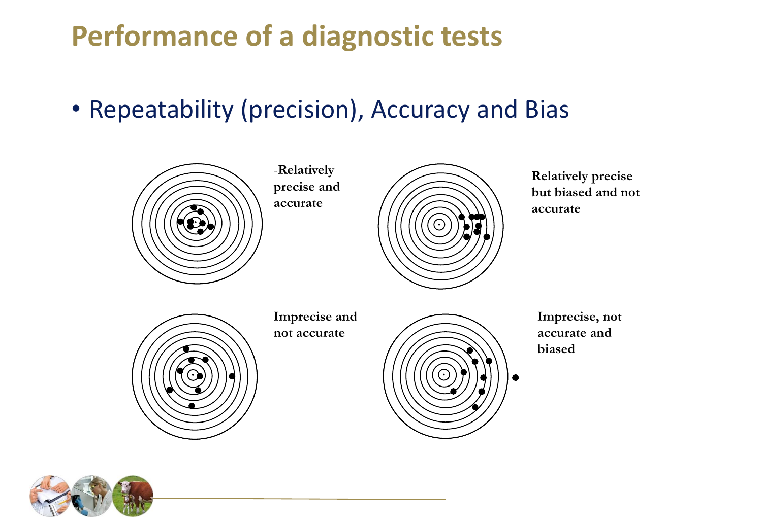# Performance of a diagnostic tests

- Repeatability (precision), Accuracy and Bias

-**Relatively precise and accurate**

**Relatively precise but biased and not accurate**

**Imprecise and not accurate**

**Imprecise, not accurate and biased**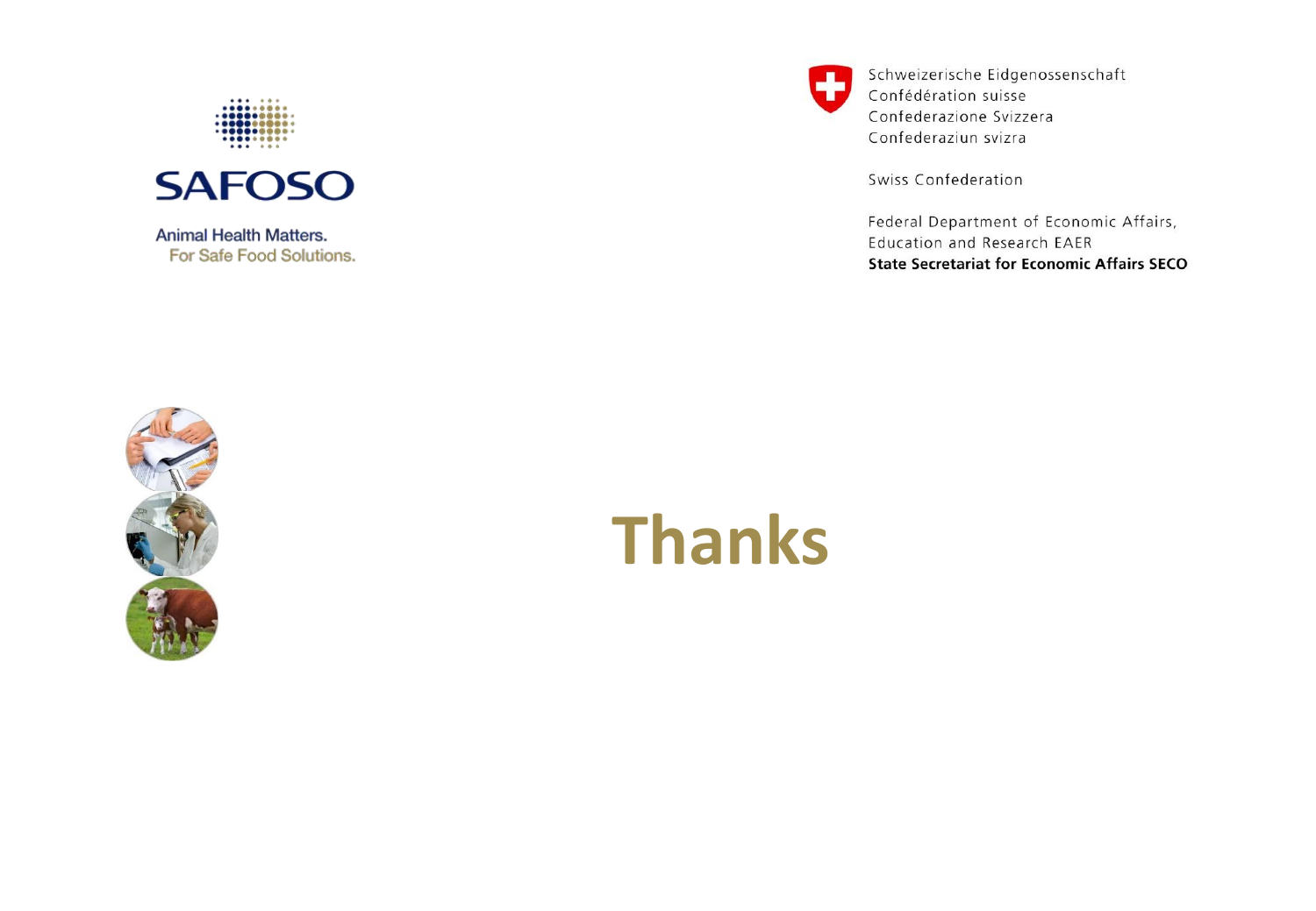SAFOSO

Animal Health Matters.
For Safe Food Solutions.

Schweizerische Eidgenossenschaft
Confédération suisse
Confederazione Svizzera
Confederaziun svizra

Swiss Confederation

Federal Department of Economic Affairs,
Education and Research EAER
**State Secretariat for Economic Affairs SECO**

# Thanks